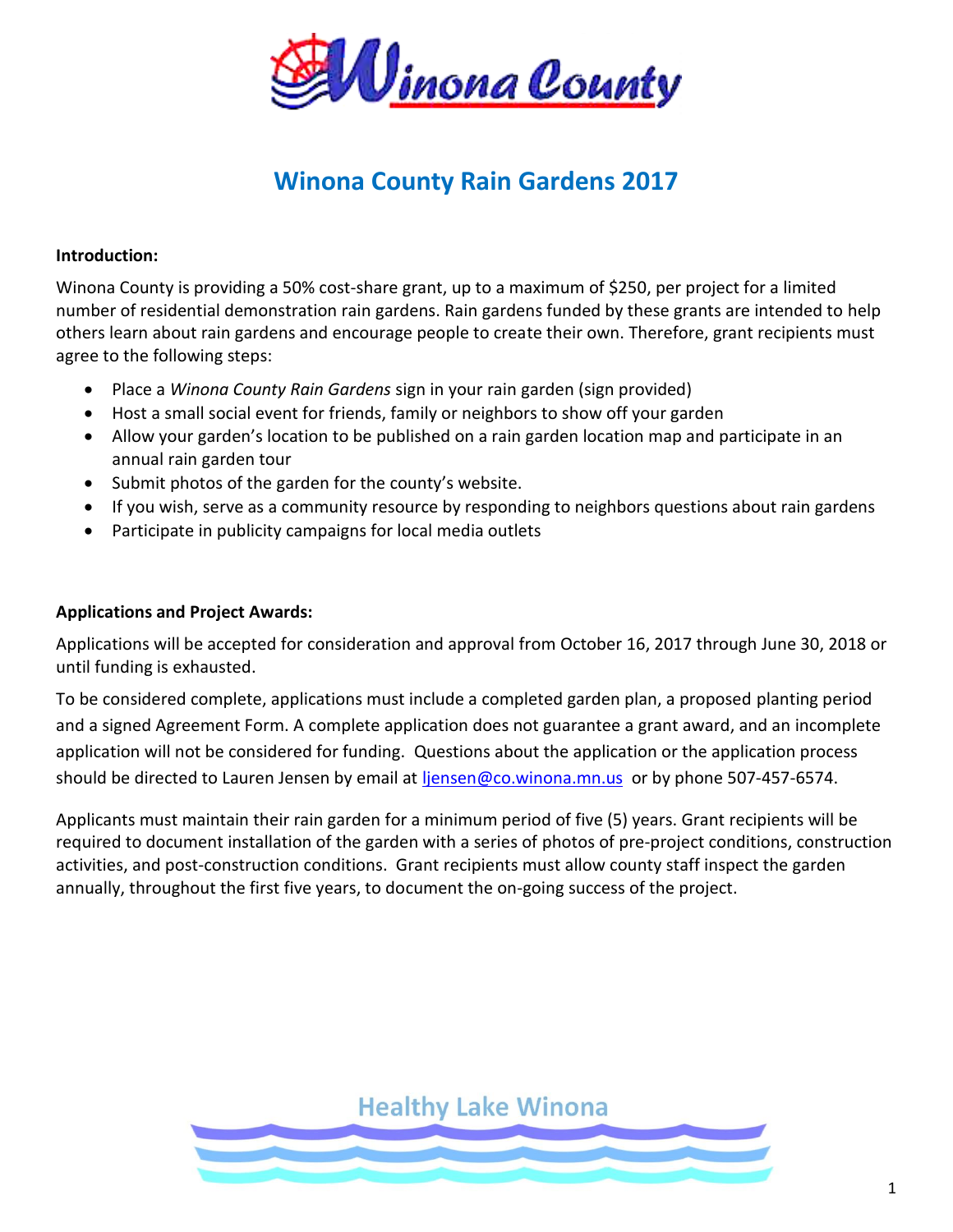Winona County

# Winona County Rain Gardens 2017

**Introduction:**

Winona County is providing a 50% cost-share grant, up to a maximum of $250, per project for a limited number of residential demonstration rain gardens. Rain gardens funded by these grants are intended to help others learn about rain gardens and encourage people to create their own. Therefore, grant recipients must agree to the following steps:

- Place a *Winona County Rain Gardens* sign in your rain garden (sign provided)
- Host a small social event for friends, family or neighbors to show off your garden
- Allow your garden's location to be published on a rain garden location map and participate in an annual rain garden tour
- Submit photos of the garden for the county's website.
- If you wish, serve as a community resource by responding to neighbors questions about rain gardens
- Participate in publicity campaigns for local media outlets

**Applications and Project Awards:**

Applications will be accepted for consideration and approval from October 16, 2017 through June 30, 2018 or until funding is exhausted.

To be considered complete, applications must include a completed garden plan, a proposed planting period and a signed Agreement Form. A complete application does not guarantee a grant award, and an incomplete application will not be considered for funding. Questions about the application or the application process should be directed to Lauren Jensen by email at ljensen@co.winona.mn.us or by phone 507-457-6574.

Applicants must maintain their rain garden for a minimum period of five (5) years. Grant recipients will be required to document installation of the garden with a series of photos of pre-project conditions, construction activities, and post-construction conditions. Grant recipients must allow county staff inspect the garden annually, throughout the first five years, to document the on-going success of the project.

Healthy Lake Winona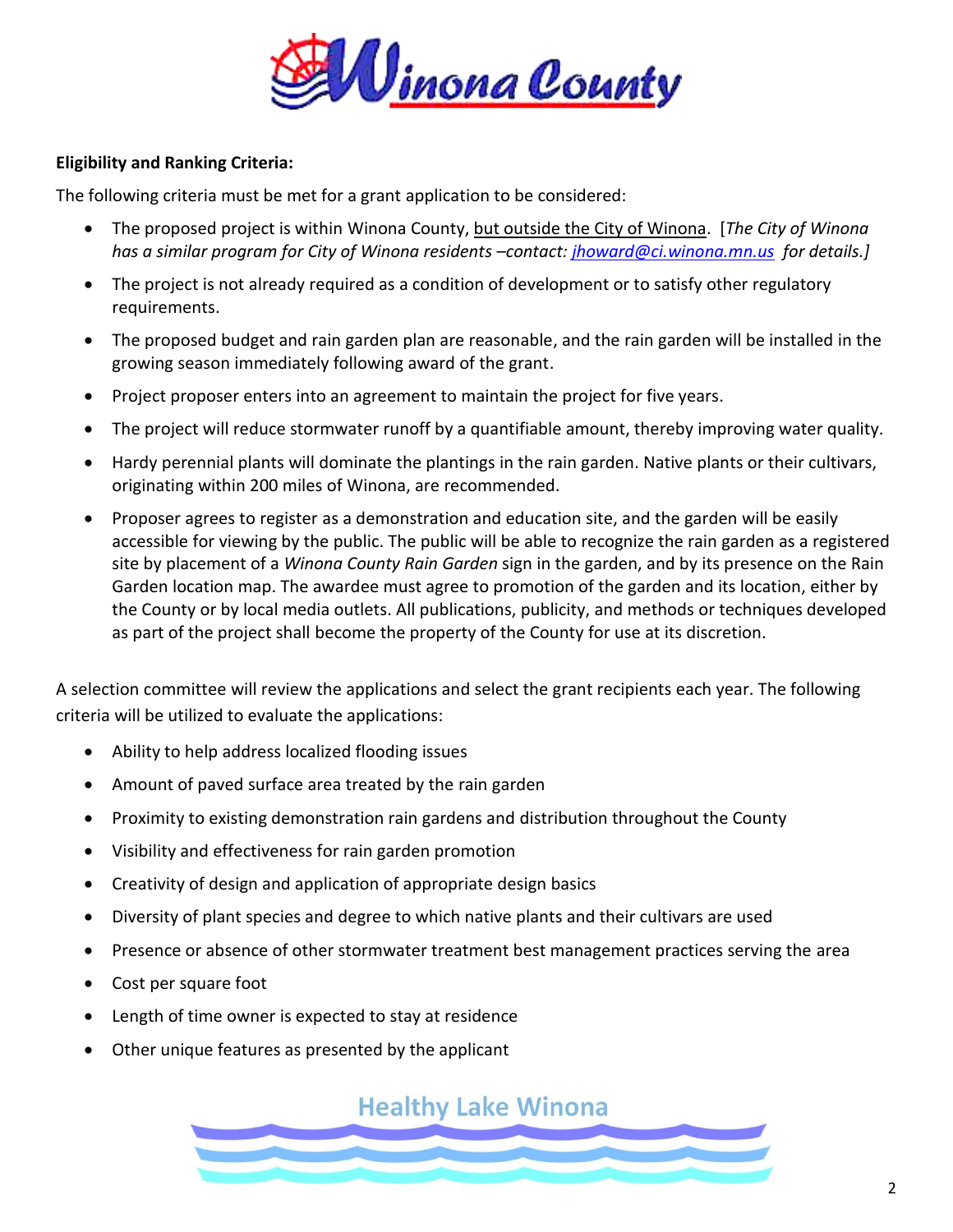**Eligibility and Ranking Criteria:**

The following criteria must be met for a grant application to be considered:

- The proposed project is within Winona County, but outside the City of Winona. [*The City of Winona has a similar program for City of Winona residents –contact: jhoward@ci.winona.mn.us for details.]*
- The project is not already required as a condition of development or to satisfy other regulatory requirements.
- The proposed budget and rain garden plan are reasonable, and the rain garden will be installed in the growing season immediately following award of the grant.
- Project proposer enters into an agreement to maintain the project for five years.
- The project will reduce stormwater runoff by a quantifiable amount, thereby improving water quality.
- Hardy perennial plants will dominate the plantings in the rain garden. Native plants or their cultivars, originating within 200 miles of Winona, are recommended.
- Proposer agrees to register as a demonstration and education site, and the garden will be easily accessible for viewing by the public. The public will be able to recognize the rain garden as a registered site by placement of a *Winona County Rain Garden* sign in the garden, and by its presence on the Rain Garden location map. The awardee must agree to promotion of the garden and its location, either by the County or by local media outlets. All publications, publicity, and methods or techniques developed as part of the project shall become the property of the County for use at its discretion.

A selection committee will review the applications and select the grant recipients each year. The following criteria will be utilized to evaluate the applications:

- Ability to help address localized flooding issues
- Amount of paved surface area treated by the rain garden
- Proximity to existing demonstration rain gardens and distribution throughout the County
- Visibility and effectiveness for rain garden promotion
- Creativity of design and application of appropriate design basics
- Diversity of plant species and degree to which native plants and their cultivars are used
- Presence or absence of other stormwater treatment best management practices serving the area
- Cost per square foot
- Length of time owner is expected to stay at residence
- Other unique features as presented by the applicant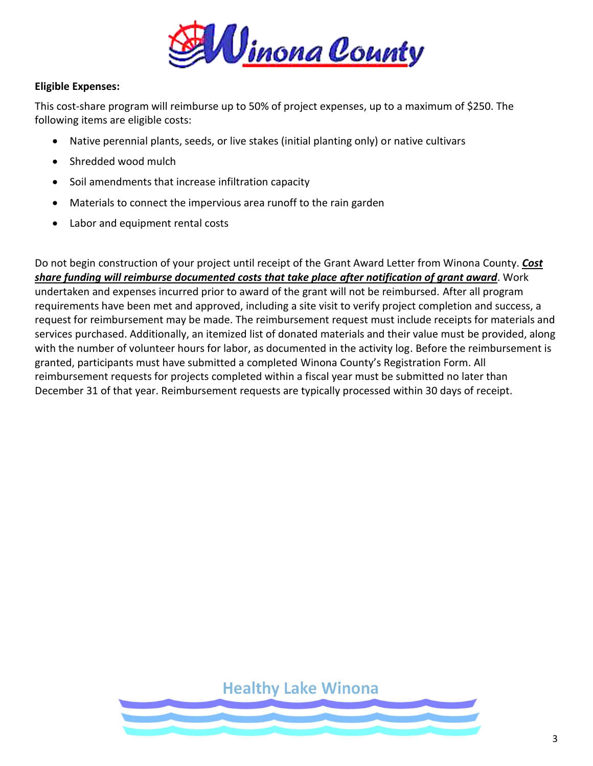**Eligible Expenses:**

This cost-share program will reimburse up to 50% of project expenses, up to a maximum of $250. The following items are eligible costs:

- Native perennial plants, seeds, or live stakes (initial planting only) or native cultivars
- Shredded wood mulch
- Soil amendments that increase infiltration capacity
- Materials to connect the impervious area runoff to the rain garden
- Labor and equipment rental costs

Do not begin construction of your project until receipt of the Grant Award Letter from Winona County. ***Cost share funding will reimburse documented costs that take place after notification of grant award***. Work undertaken and expenses incurred prior to award of the grant will not be reimbursed. After all program requirements have been met and approved, including a site visit to verify project completion and success, a request for reimbursement may be made. The reimbursement request must include receipts for materials and services purchased. Additionally, an itemized list of donated materials and their value must be provided, along with the number of volunteer hours for labor, as documented in the activity log. Before the reimbursement is granted, participants must have submitted a completed Winona County's Registration Form. All reimbursement requests for projects completed within a fiscal year must be submitted no later than December 31 of that year. Reimbursement requests are typically processed within 30 days of receipt.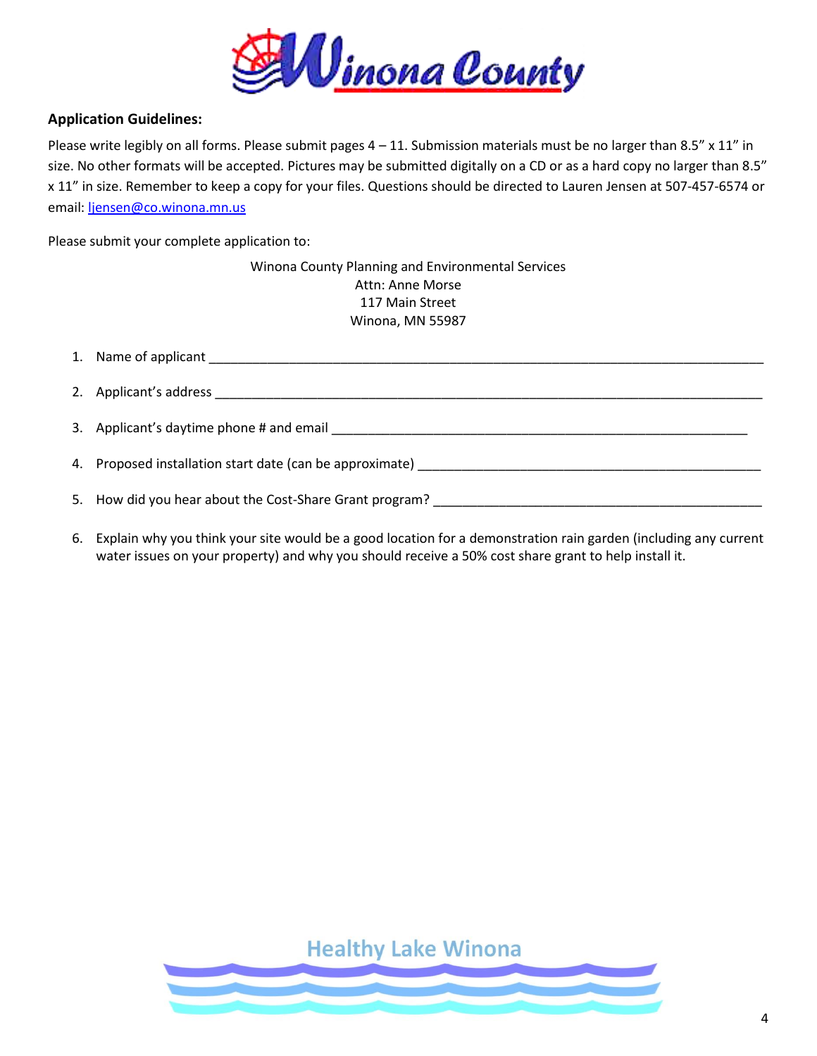**Application Guidelines:**

Please write legibly on all forms. Please submit pages 4 – 11. Submission materials must be no larger than 8.5" x 11" in size. No other formats will be accepted. Pictures may be submitted digitally on a CD or as a hard copy no larger than 8.5" x 11" in size. Remember to keep a copy for your files. Questions should be directed to Lauren Jensen at 507-457-6574 or email: ljensen@co.winona.mn.us

Please submit your complete application to:

Winona County Planning and Environmental Services
Attn: Anne Morse
117 Main Street
Winona, MN 55987

1. Name of applicant ____________________________________________________________________________
2. Applicant's address ___________________________________________________________________________
3. Applicant's daytime phone # and email _________________________________________________________
4. Proposed installation start date (can be approximate) ______________________________________________
5. How did you hear about the Cost-Share Grant program? ____________________________________________
6. Explain why you think your site would be a good location for a demonstration rain garden (including any current water issues on your property) and why you should receive a 50% cost share grant to help install it.

Healthy Lake Winona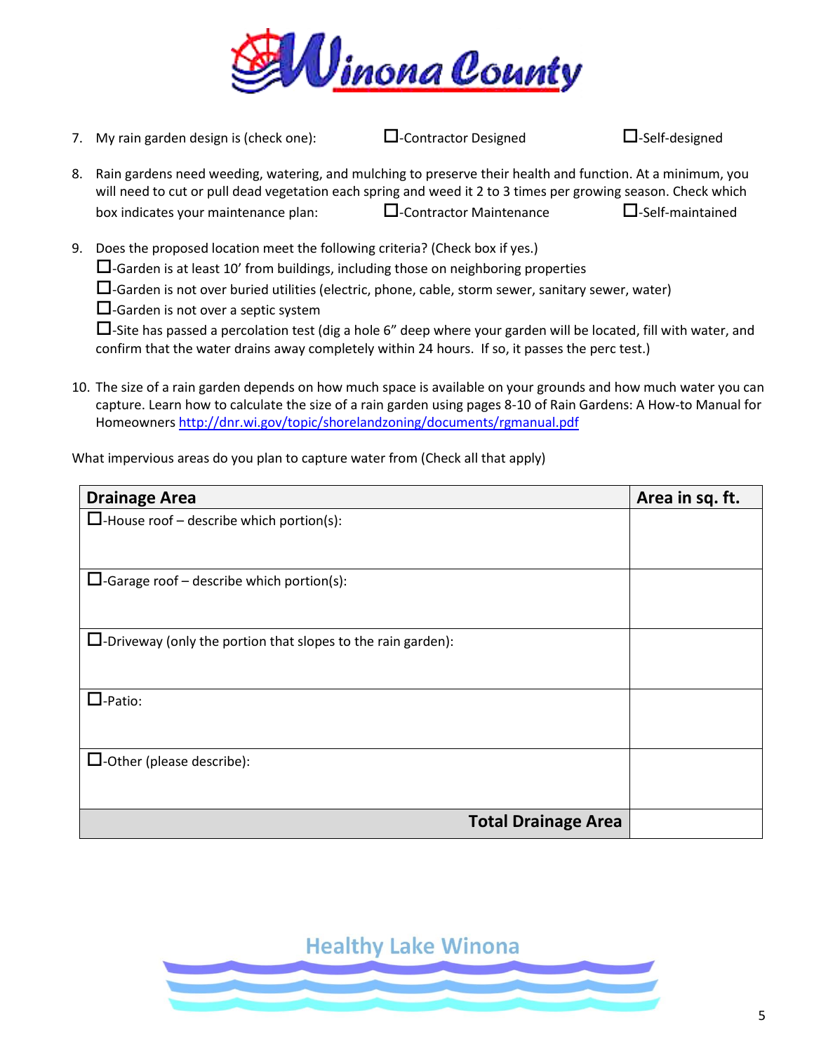7. My rain garden design is (check one): ☐-Contractor Designed ☐-Self-designed

8. Rain gardens need weeding, watering, and mulching to preserve their health and function. At a minimum, you will need to cut or pull dead vegetation each spring and weed it 2 to 3 times per growing season. Check which box indicates your maintenance plan: ☐-Contractor Maintenance ☐-Self-maintained

9. Does the proposed location meet the following criteria? (Check box if yes.)
   ☐-Garden is at least 10' from buildings, including those on neighboring properties
   ☐-Garden is not over buried utilities (electric, phone, cable, storm sewer, sanitary sewer, water)
   ☐-Garden is not over a septic system
   ☐-Site has passed a percolation test (dig a hole 6" deep where your garden will be located, fill with water, and confirm that the water drains away completely within 24 hours. If so, it passes the perc test.)

10. The size of a rain garden depends on how much space is available on your grounds and how much water you can capture. Learn how to calculate the size of a rain garden using pages 8-10 of Rain Gardens: A How-to Manual for Homeowners [http://dnr.wi.gov/topic/shorelandzoning/documents/rgmanual.pdf](http://dnr.wi.gov/topic/shorelandzoning/documents/rgmanual.pdf)

What impervious areas do you plan to capture water from (Check all that apply)

| Drainage Area | Area in sq. ft. |
|---|---|
| ☐-House roof – describe which portion(s): | |
| ☐-Garage roof – describe which portion(s): | |
| ☐-Driveway (only the portion that slopes to the rain garden): | |
| ☐-Patio: | |
| ☐-Other (please describe): | |
| **Total Drainage Area** | |

Healthy Lake Winona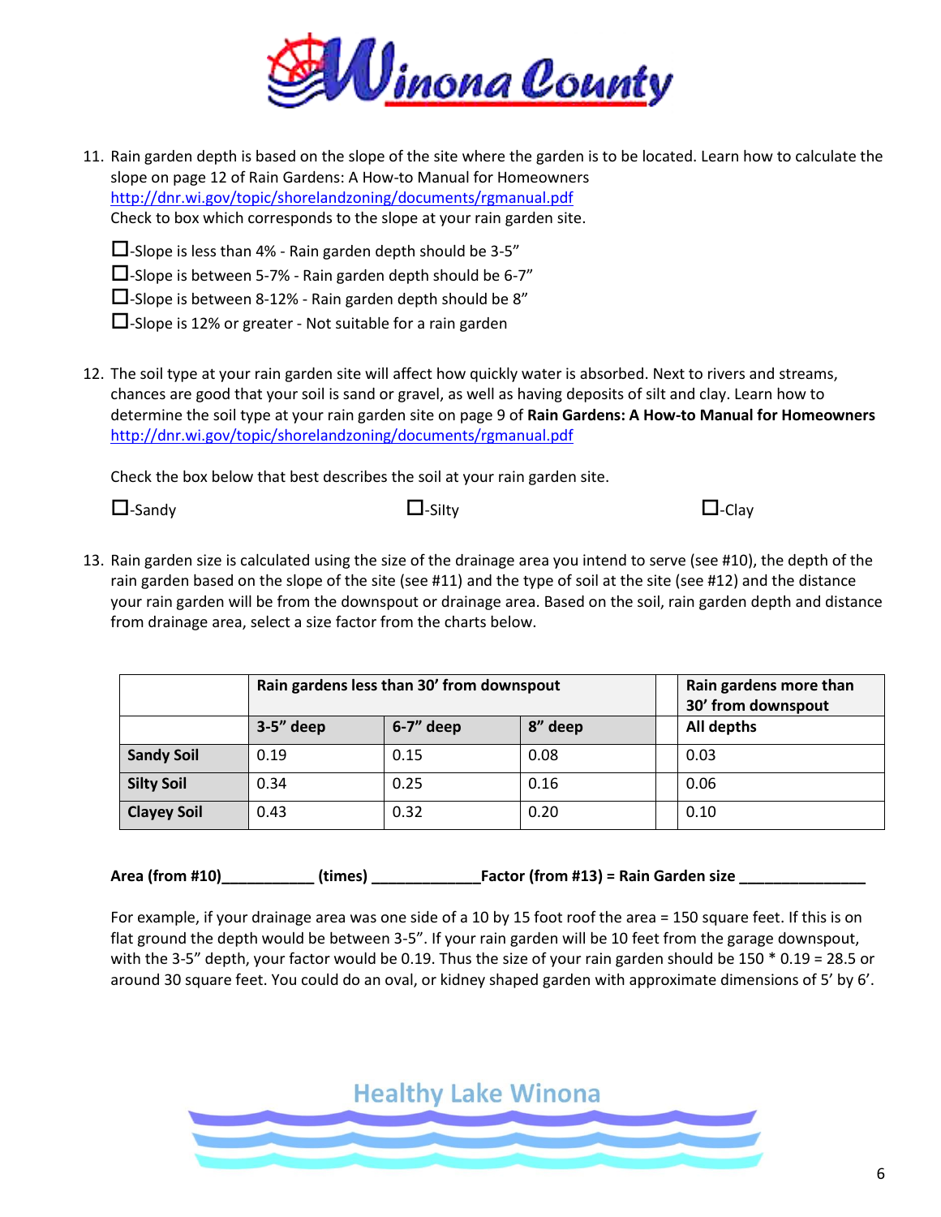11. Rain garden depth is based on the slope of the site where the garden is to be located. Learn how to calculate the slope on page 12 of Rain Gardens: A How-to Manual for Homeowners http://dnr.wi.gov/topic/shorelandzoning/documents/rgmanual.pdf
Check to box which corresponds to the slope at your rain garden site.

☐-Slope is less than 4% - Rain garden depth should be 3-5”
☐-Slope is between 5-7% - Rain garden depth should be 6-7”
☐-Slope is between 8-12% - Rain garden depth should be 8”
☐-Slope is 12% or greater - Not suitable for a rain garden

12. The soil type at your rain garden site will affect how quickly water is absorbed. Next to rivers and streams, chances are good that your soil is sand or gravel, as well as having deposits of silt and clay. Learn how to determine the soil type at your rain garden site on page 9 of **Rain Gardens: A How-to Manual for Homeowners** http://dnr.wi.gov/topic/shorelandzoning/documents/rgmanual.pdf

Check the box below that best describes the soil at your rain garden site.

☐-Sandy ☐-Silty ☐-Clay

13. Rain garden size is calculated using the size of the drainage area you intend to serve (see #10), the depth of the rain garden based on the slope of the site (see #11) and the type of soil at the site (see #12) and the distance your rain garden will be from the downspout or drainage area. Based on the soil, rain garden depth and distance from drainage area, select a size factor from the charts below.

| | **Rain gardens less than 30’ from downspout** | | | | **Rain gardens more than 30’ from downspout** |
|---|---|---|---|---|---|
| | **3-5” deep** | **6-7” deep** | **8” deep** | | **All depths** |
| **Sandy Soil** | 0.19 | 0.15 | 0.08 | | 0.03 |
| **Silty Soil** | 0.34 | 0.25 | 0.16 | | 0.06 |
| **Clayey Soil** | 0.43 | 0.32 | 0.20 | | 0.10 |

**Area (from #10)___________ (times) _____________Factor (from #13) = Rain Garden size _______________**

For example, if your drainage area was one side of a 10 by 15 foot roof the area = 150 square feet. If this is on flat ground the depth would be between 3-5”. If your rain garden will be 10 feet from the garage downspout, with the 3-5” depth, your factor would be 0.19. Thus the size of your rain garden should be 150 * 0.19 = 28.5 or around 30 square feet. You could do an oval, or kidney shaped garden with approximate dimensions of 5’ by 6’.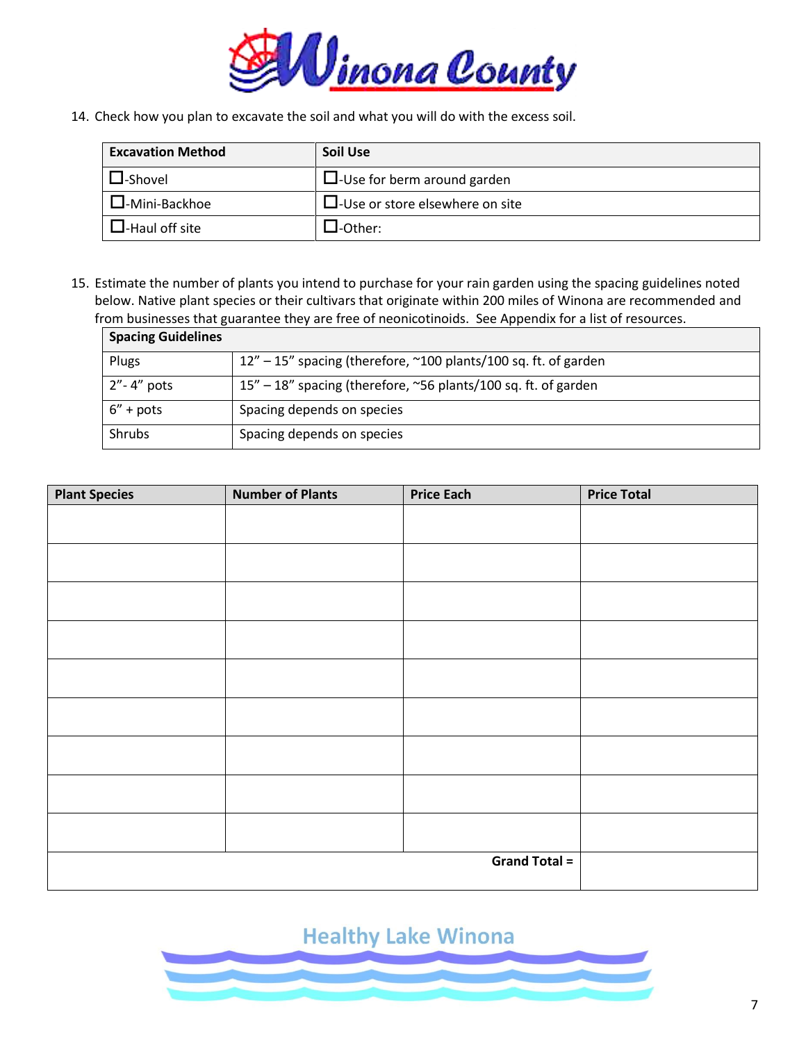14. Check how you plan to excavate the soil and what you will do with the excess soil.

| Excavation Method | Soil Use |
|---|---|
| ☐-Shovel | ☐-Use for berm around garden |
| ☐-Mini-Backhoe | ☐-Use or store elsewhere on site |
| ☐-Haul off site | ☐-Other: |

15. Estimate the number of plants you intend to purchase for your rain garden using the spacing guidelines noted below. Native plant species or their cultivars that originate within 200 miles of Winona are recommended and from businesses that guarantee they are free of neonicotinoids. See Appendix for a list of resources.

| Spacing Guidelines | |
|---|---|
| Plugs | 12" – 15" spacing (therefore, ~100 plants/100 sq. ft. of garden |
| 2"- 4" pots | 15" – 18" spacing (therefore, ~56 plants/100 sq. ft. of garden |
| 6" + pots | Spacing depends on species |
| Shrubs | Spacing depends on species |

| Plant Species | Number of Plants | Price Each | Price Total |
|---|---|---|---|
| | | | |
| | | | |
| | | | |
| | | | |
| | | | |
| | | | |
| | | | |
| | | | |
| | | | |
| | | **Grand Total =** | |

Healthy Lake Winona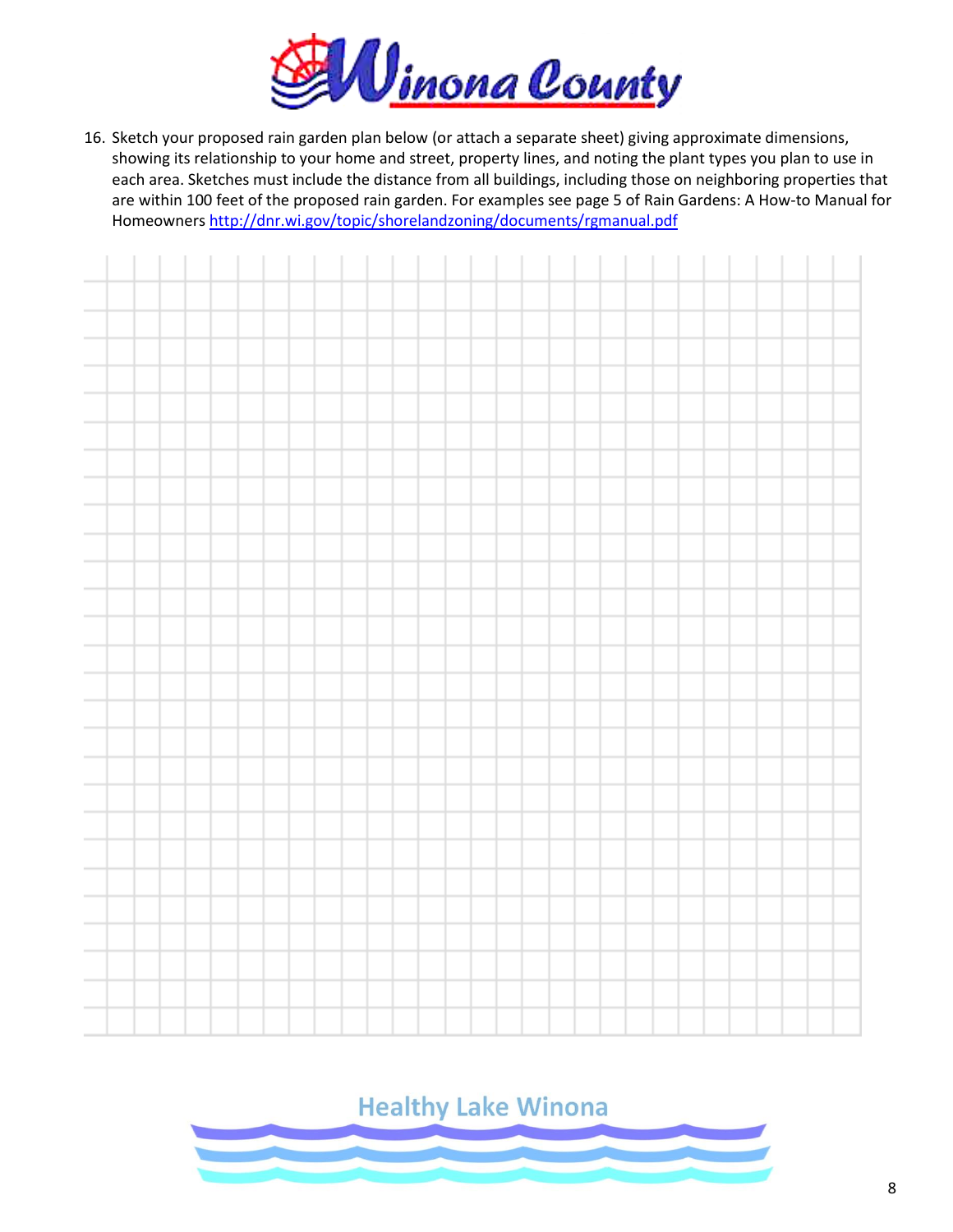16. Sketch your proposed rain garden plan below (or attach a separate sheet) giving approximate dimensions, showing its relationship to your home and street, property lines, and noting the plant types you plan to use in each area. Sketches must include the distance from all buildings, including those on neighboring properties that are within 100 feet of the proposed rain garden. For examples see page 5 of Rain Gardens: A How-to Manual for Homeowners http://dnr.wi.gov/topic/shorelandzoning/documents/rgmanual.pdf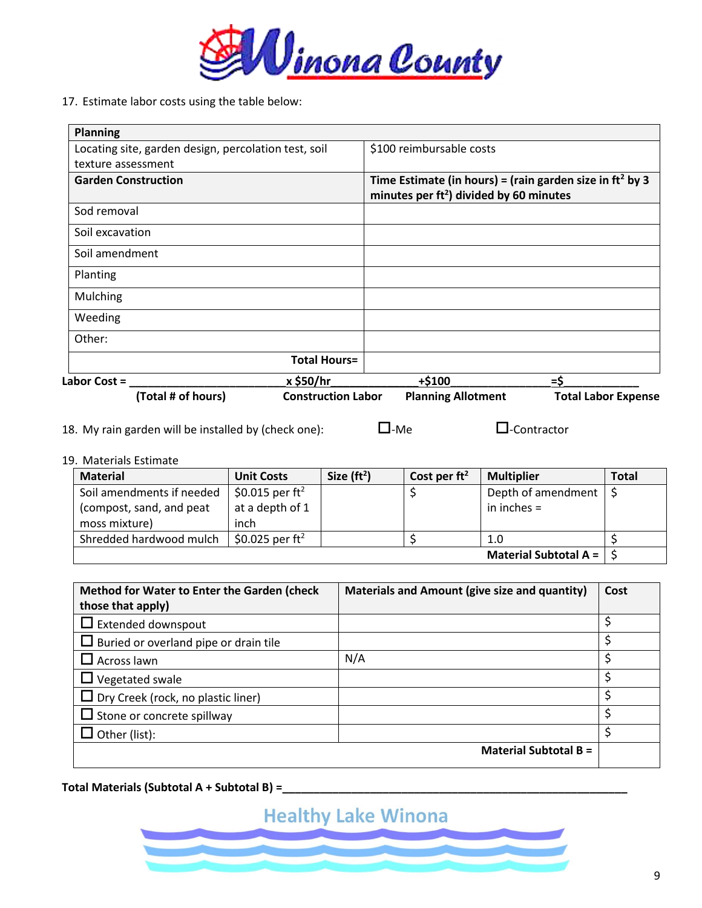17. Estimate labor costs using the table below:

| **Planning** | |
|---|---|
| Locating site, garden design, percolation test, soil texture assessment | $100 reimbursable costs |
| **Garden Construction** | **Time Estimate (in hours) = (rain garden size in ft$^2$ by 3 minutes per ft$^2$) divided by 60 minutes** |
| Sod removal | |
| Soil excavation | |
| Soil amendment | |
| Planting | |
| Mulching | |
| Weeding | |
| Other: | |
| **Total Hours=** | |

**Labor Cost = ________________________x $50/hr_____________+$100_______________=$___________**

**(Total # of hours) Construction Labor Planning Allotment Total Labor Expense**

18. My rain garden will be installed by (check one): ☐-Me ☐-Contractor

19. Materials Estimate

| **Material** | **Unit Costs** | **Size (ft$^2$)** | **Cost per ft$^2$** | **Multiplier** | **Total** |
|---|---|---|---|---|---|
| Soil amendments if needed (compost, sand, and peat moss mixture) | $0.015 per ft$^2$ at a depth of 1 inch | | $ | Depth of amendment in inches = | $ |
| Shredded hardwood mulch | $0.025 per ft$^2$ | | $ | 1.0 | $ |
| | | | | **Material Subtotal A =** | $ |

| **Method for Water to Enter the Garden (check those that apply)** | **Materials and Amount (give size and quantity)** | **Cost** |
|---|---|---|
| ☐ Extended downspout | | $ |
| ☐ Buried or overland pipe or drain tile | | $ |
| ☐ Across lawn | N/A | $ |
| ☐ Vegetated swale | | $ |
| ☐ Dry Creek (rock, no plastic liner) | | $ |
| ☐ Stone or concrete spillway | | $ |
| ☐ Other (list): | | $ |
| | **Material Subtotal B =** | |

**Total Materials (Subtotal A + Subtotal B) =___________________________________________________**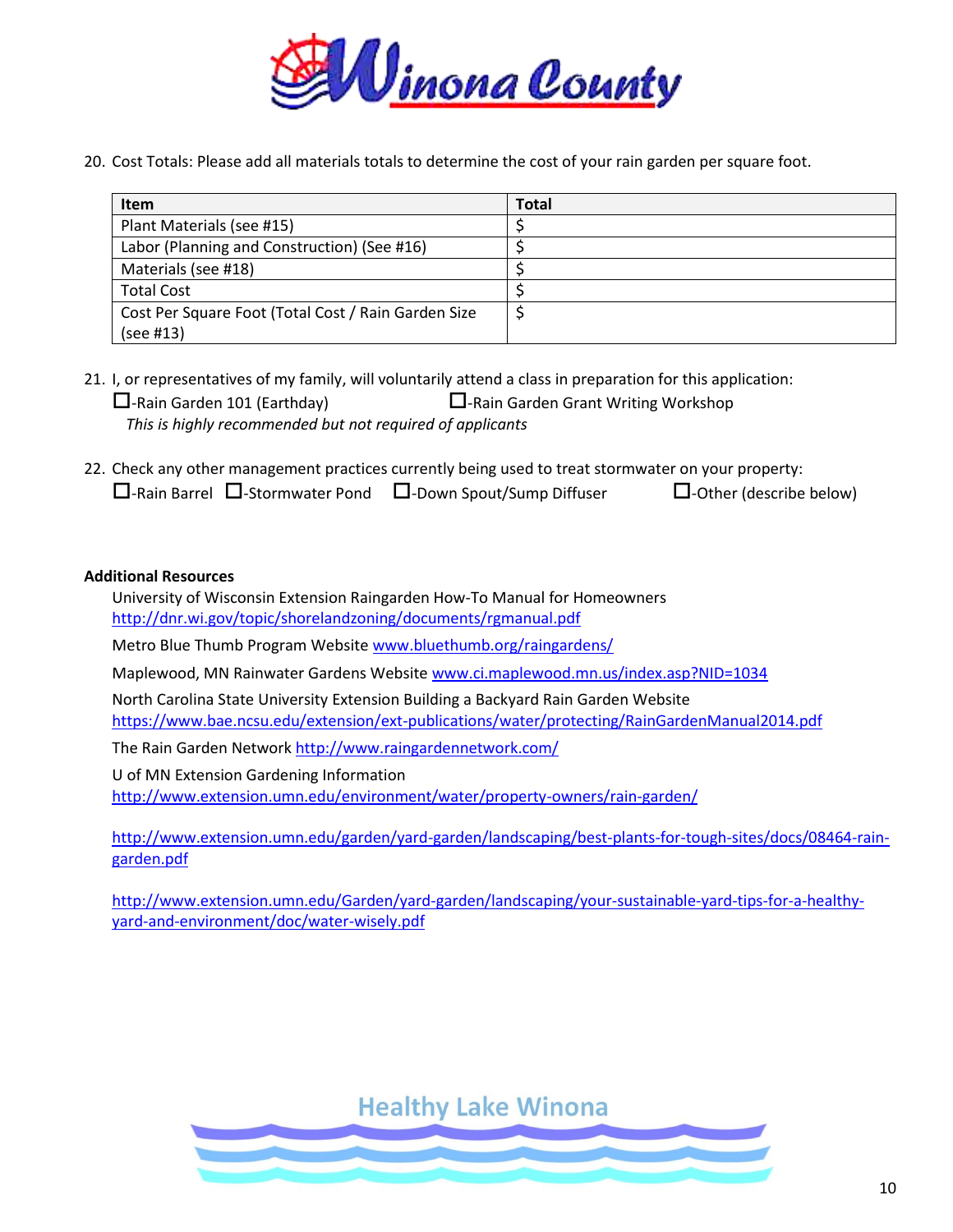20. Cost Totals: Please add all materials totals to determine the cost of your rain garden per square foot.

| Item | Total |
|---|---|
| Plant Materials (see #15) | $ |
| Labor (Planning and Construction) (See #16) | $ |
| Materials (see #18) | $ |
| Total Cost | $ |
| Cost Per Square Foot (Total Cost / Rain Garden Size (see #13) | $ |

21. I, or representatives of my family, will voluntarily attend a class in preparation for this application:
    ☐-Rain Garden 101 (Earthday) ☐-Rain Garden Grant Writing Workshop
    *This is highly recommended but not required of applicants*

22. Check any other management practices currently being used to treat stormwater on your property:
    ☐-Rain Barrel ☐-Stormwater Pond ☐-Down Spout/Sump Diffuser ☐-Other (describe below)

**Additional Resources**

University of Wisconsin Extension Raingarden How-To Manual for Homeowners
http://dnr.wi.gov/topic/shorelandzoning/documents/rgmanual.pdf

Metro Blue Thumb Program Website www.bluethumb.org/raingardens/

Maplewood, MN Rainwater Gardens Website www.ci.maplewood.mn.us/index.asp?NID=1034

North Carolina State University Extension Building a Backyard Rain Garden Website
https://www.bae.ncsu.edu/extension/ext-publications/water/protecting/RainGardenManual2014.pdf

The Rain Garden Network http://www.raingardennetwork.com/

U of MN Extension Gardening Information
http://www.extension.umn.edu/environment/water/property-owners/rain-garden/

http://www.extension.umn.edu/garden/yard-garden/landscaping/best-plants-for-tough-sites/docs/08464-rain-garden.pdf

http://www.extension.umn.edu/Garden/yard-garden/landscaping/your-sustainable-yard-tips-for-a-healthy-yard-and-environment/doc/water-wisely.pdf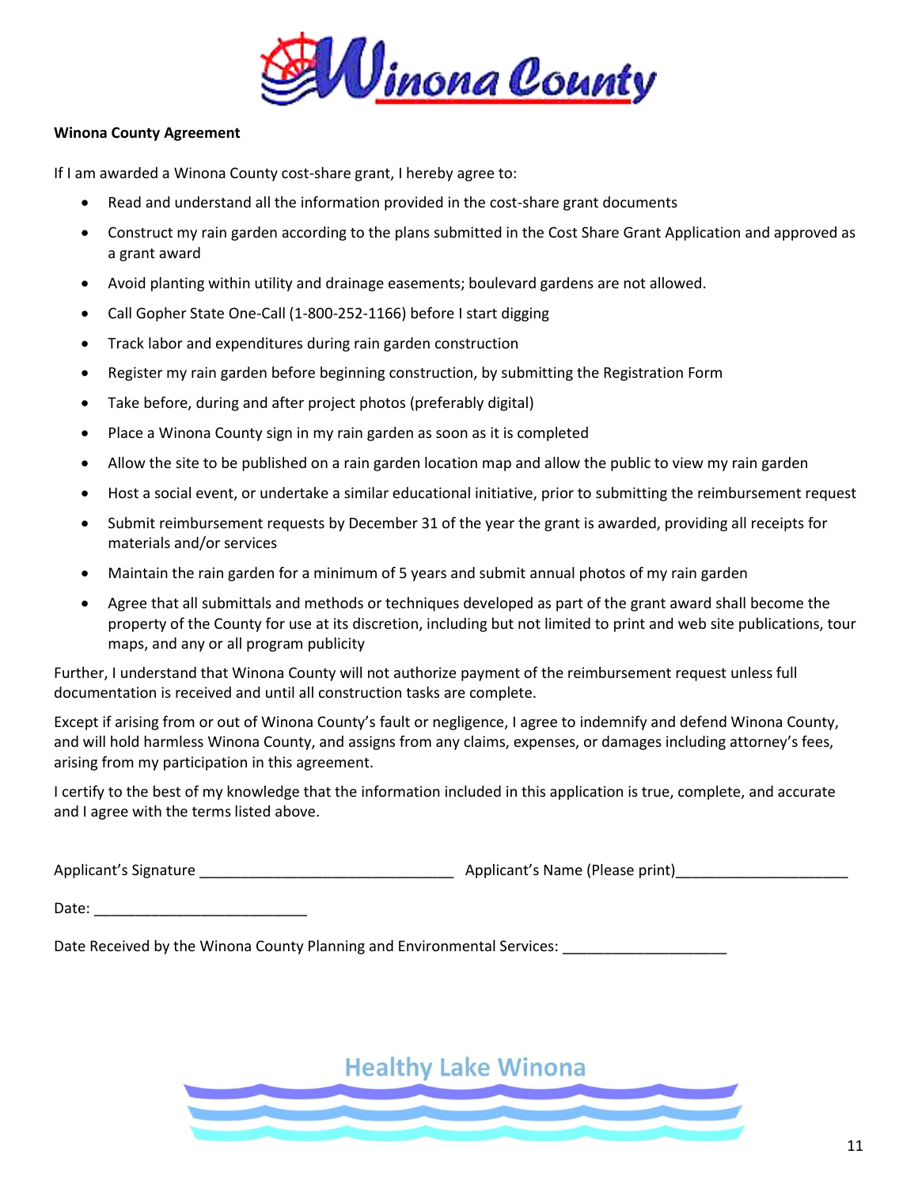**Winona County Agreement**

If I am awarded a Winona County cost-share grant, I hereby agree to:

- Read and understand all the information provided in the cost-share grant documents
- Construct my rain garden according to the plans submitted in the Cost Share Grant Application and approved as a grant award
- Avoid planting within utility and drainage easements; boulevard gardens are not allowed.
- Call Gopher State One-Call (1-800-252-1166) before I start digging
- Track labor and expenditures during rain garden construction
- Register my rain garden before beginning construction, by submitting the Registration Form
- Take before, during and after project photos (preferably digital)
- Place a Winona County sign in my rain garden as soon as it is completed
- Allow the site to be published on a rain garden location map and allow the public to view my rain garden
- Host a social event, or undertake a similar educational initiative, prior to submitting the reimbursement request
- Submit reimbursement requests by December 31 of the year the grant is awarded, providing all receipts for materials and/or services
- Maintain the rain garden for a minimum of 5 years and submit annual photos of my rain garden
- Agree that all submittals and methods or techniques developed as part of the grant award shall become the property of the County for use at its discretion, including but not limited to print and web site publications, tour maps, and any or all program publicity

Further, I understand that Winona County will not authorize payment of the reimbursement request unless full documentation is received and until all construction tasks are complete.

Except if arising from or out of Winona County's fault or negligence, I agree to indemnify and defend Winona County, and will hold harmless Winona County, and assigns from any claims, expenses, or damages including attorney's fees, arising from my participation in this agreement.

I certify to the best of my knowledge that the information included in this application is true, complete, and accurate and I agree with the terms listed above.

Applicant's Signature _______________________________ Applicant's Name (Please print)_____________________

Date: __________________________

Date Received by the Winona County Planning and Environmental Services: ____________________

Healthy Lake Winona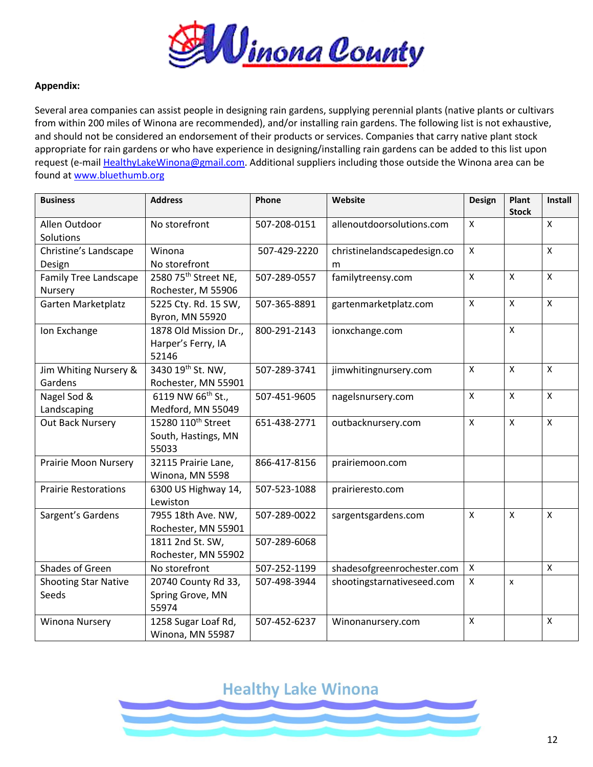**Appendix:**

Several area companies can assist people in designing rain gardens, supplying perennial plants (native plants or cultivars from within 200 miles of Winona are recommended), and/or installing rain gardens. The following list is not exhaustive, and should not be considered an endorsement of their products or services. Companies that carry native plant stock appropriate for rain gardens or who have experience in designing/installing rain gardens can be added to this list upon request (e-mail HealthyLakeWinona@gmail.com. Additional suppliers including those outside the Winona area can be found at www.bluethumb.org

| Business | Address | Phone | Website | Design | Plant Stock | Install |
|---|---|---|---|---|---|---|
| Allen Outdoor Solutions | No storefront | 507-208-0151 | allenoutdoorsolutions.com | X | | X |
| Christine's Landscape Design | Winona No storefront | 507-429-2220 | christinelandscapedesign.com | X | | X |
| Family Tree Landscape Nursery | 2580 75th Street NE, Rochester, M 55906 | 507-289-0557 | familytreensy.com | X | X | X |
| Garten Marketplatz | 5225 Cty. Rd. 15 SW, Byron, MN 55920 | 507-365-8891 | gartenmarketplatz.com | X | X | X |
| Ion Exchange | 1878 Old Mission Dr., Harper's Ferry, IA 52146 | 800-291-2143 | ionxchange.com | | X | |
| Jim Whiting Nursery & Gardens | 3430 19th St. NW, Rochester, MN 55901 | 507-289-3741 | jimwhitingnursery.com | X | X | X |
| Nagel Sod & Landscaping | 6119 NW 66th St., Medford, MN 55049 | 507-451-9605 | nagelsnursery.com | X | X | X |
| Out Back Nursery | 15280 110th Street South, Hastings, MN 55033 | 651-438-2771 | outbacknursery.com | X | X | X |
| Prairie Moon Nursery | 32115 Prairie Lane, Winona, MN 5598 | 866-417-8156 | prairiemoon.com | | | |
| Prairie Restorations | 6300 US Highway 14, Lewiston | 507-523-1088 | prairieresto.com | | | |
| Sargent's Gardens | 7955 18th Ave. NW, Rochester, MN 55901 | 507-289-0022 | sargentsgardens.com | X | X | X |
| | 1811 2nd St. SW, Rochester, MN 55902 | 507-289-6068 | | | | |
| Shades of Green | No storefront | 507-252-1199 | shadesofgreenrochester.com | X | | X |
| Shooting Star Native Seeds | 20740 County Rd 33, Spring Grove, MN 55974 | 507-498-3944 | shootingstarnativeseed.com | X | x | |
| Winona Nursery | 1258 Sugar Loaf Rd, Winona, MN 55987 | 507-452-6237 | Winonanursery.com | X | | X |